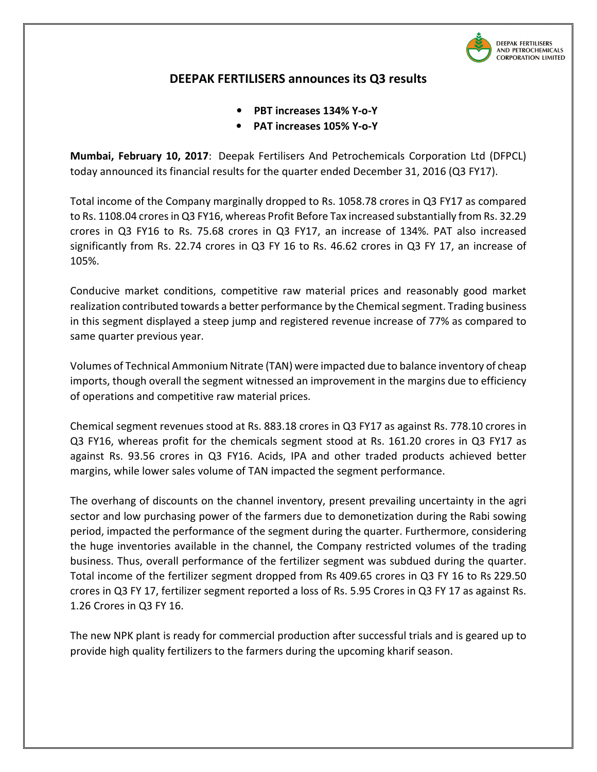DEEPAK FERTILISERS AND PETROCHEMICALS CORPORATION LIMITED

## DEEPAK FERTILISERS announces its Q3 results

- **PBT increases 134% Y-o-Y**
- **PAT increases 105% Y-o-Y**

**Mumbai, February 10, 2017**: Deepak Fertilisers And Petrochemicals Corporation Ltd (DFPCL) today announced its financial results for the quarter ended December 31, 2016 (Q3 FY17).

Total income of the Company marginally dropped to Rs. 1058.78 crores in Q3 FY17 as compared to Rs. 1108.04 crores in Q3 FY16, whereas Profit Before Tax increased substantially from Rs. 32.29 crores in Q3 FY16 to Rs. 75.68 crores in Q3 FY17, an increase of 134%. PAT also increased significantly from Rs. 22.74 crores in Q3 FY 16 to Rs. 46.62 crores in Q3 FY 17, an increase of 105%.

Conducive market conditions, competitive raw material prices and reasonably good market realization contributed towards a better performance by the Chemical segment. Trading business in this segment displayed a steep jump and registered revenue increase of 77% as compared to same quarter previous year.

Volumes of Technical Ammonium Nitrate (TAN) were impacted due to balance inventory of cheap imports, though overall the segment witnessed an improvement in the margins due to efficiency of operations and competitive raw material prices.

Chemical segment revenues stood at Rs. 883.18 crores in Q3 FY17 as against Rs. 778.10 crores in Q3 FY16, whereas profit for the chemicals segment stood at Rs. 161.20 crores in Q3 FY17 as against Rs. 93.56 crores in Q3 FY16. Acids, IPA and other traded products achieved better margins, while lower sales volume of TAN impacted the segment performance.

The overhang of discounts on the channel inventory, present prevailing uncertainty in the agri sector and low purchasing power of the farmers due to demonetization during the Rabi sowing period, impacted the performance of the segment during the quarter. Furthermore, considering the huge inventories available in the channel, the Company restricted volumes of the trading business. Thus, overall performance of the fertilizer segment was subdued during the quarter. Total income of the fertilizer segment dropped from Rs 409.65 crores in Q3 FY 16 to Rs 229.50 crores in Q3 FY 17, fertilizer segment reported a loss of Rs. 5.95 Crores in Q3 FY 17 as against Rs. 1.26 Crores in Q3 FY 16.

The new NPK plant is ready for commercial production after successful trials and is geared up to provide high quality fertilizers to the farmers during the upcoming kharif season.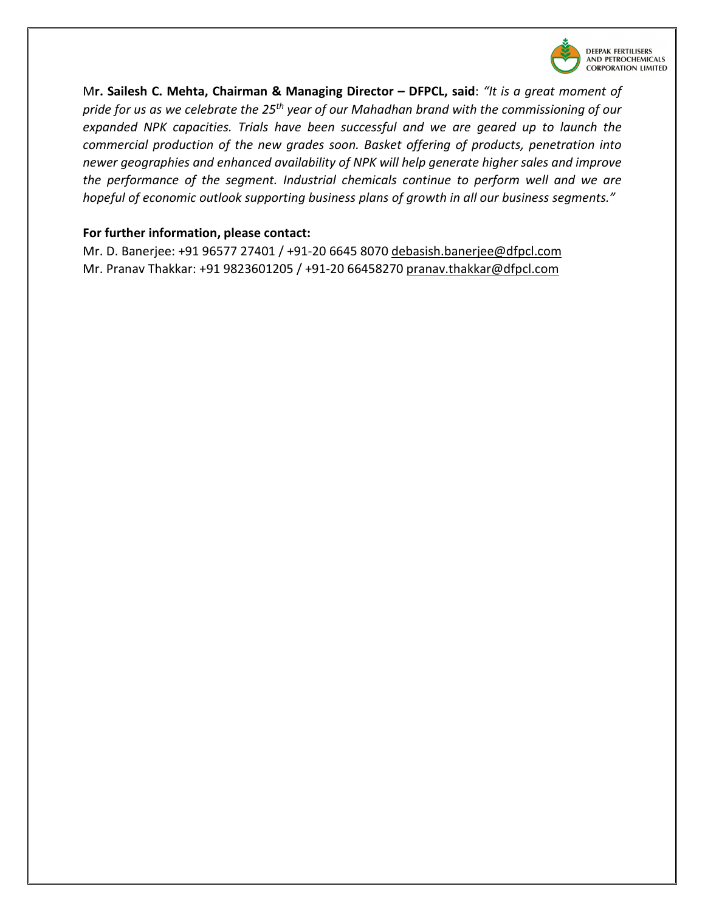**Mr. Sailesh C. Mehta, Chairman & Managing Director – DFPCL, said**: *"It is a great moment of pride for us as we celebrate the 25th year of our Mahadhan brand with the commissioning of our expanded NPK capacities. Trials have been successful and we are geared up to launch the commercial production of the new grades soon. Basket offering of products, penetration into newer geographies and enhanced availability of NPK will help generate higher sales and improve the performance of the segment. Industrial chemicals continue to perform well and we are hopeful of economic outlook supporting business plans of growth in all our business segments."*

**For further information, please contact:**

Mr. D. Banerjee: +91 96577 27401 / +91-20 6645 8070 debasish.banerjee@dfpcl.com
Mr. Pranav Thakkar: +91 9823601205 / +91-20 66458270 pranav.thakkar@dfpcl.com